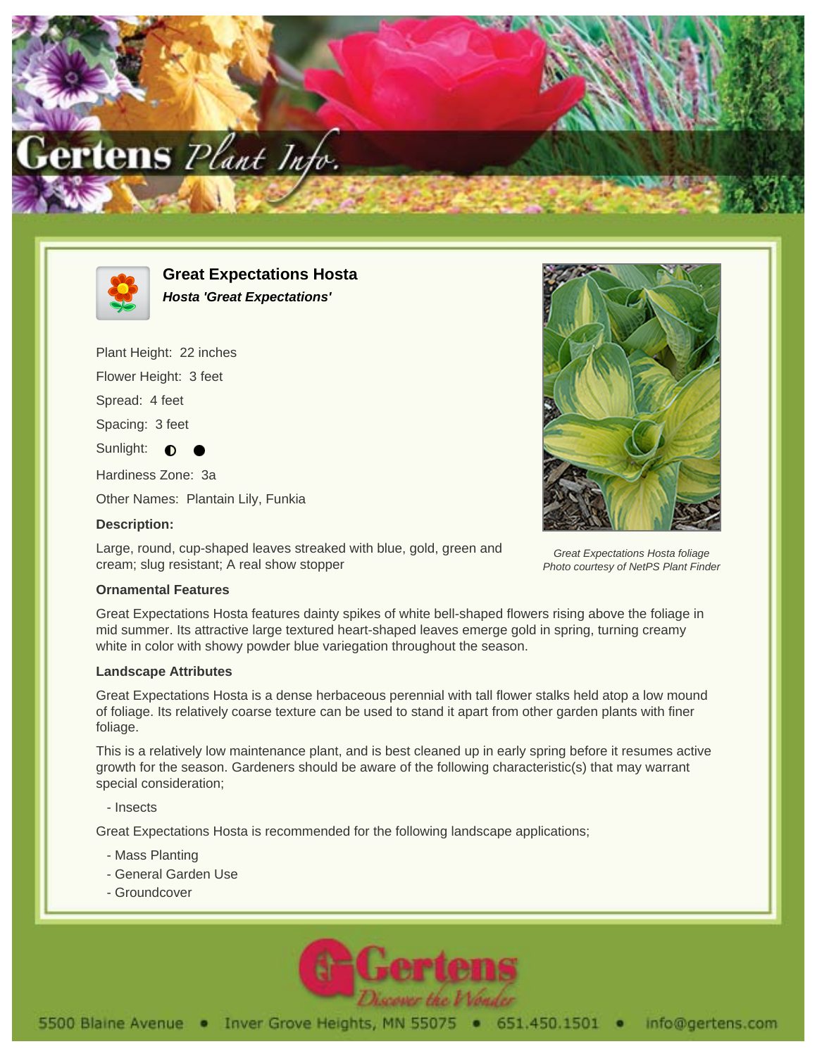# Great Expectations Hosta

***Hosta 'Great Expectations'***

Plant Height: 22 inches

Flower Height: 3 feet

Spread: 4 feet

Spacing: 3 feet

Sunlight: ◐ ●

Hardiness Zone: 3a

Other Names: Plantain Lily, Funkia

**Description:**

Large, round, cup-shaped leaves streaked with blue, gold, green and cream; slug resistant; A real show stopper

*Great Expectations Hosta foliage*
*Photo courtesy of NetPS Plant Finder*

### Ornamental Features

Great Expectations Hosta features dainty spikes of white bell-shaped flowers rising above the foliage in mid summer. Its attractive large textured heart-shaped leaves emerge gold in spring, turning creamy white in color with showy powder blue variegation throughout the season.

### Landscape Attributes

Great Expectations Hosta is a dense herbaceous perennial with tall flower stalks held atop a low mound of foliage. Its relatively coarse texture can be used to stand it apart from other garden plants with finer foliage.

This is a relatively low maintenance plant, and is best cleaned up in early spring before it resumes active growth for the season. Gardeners should be aware of the following characteristic(s) that may warrant special consideration;

- Insects

Great Expectations Hosta is recommended for the following landscape applications;

- Mass Planting
- General Garden Use
- Groundcover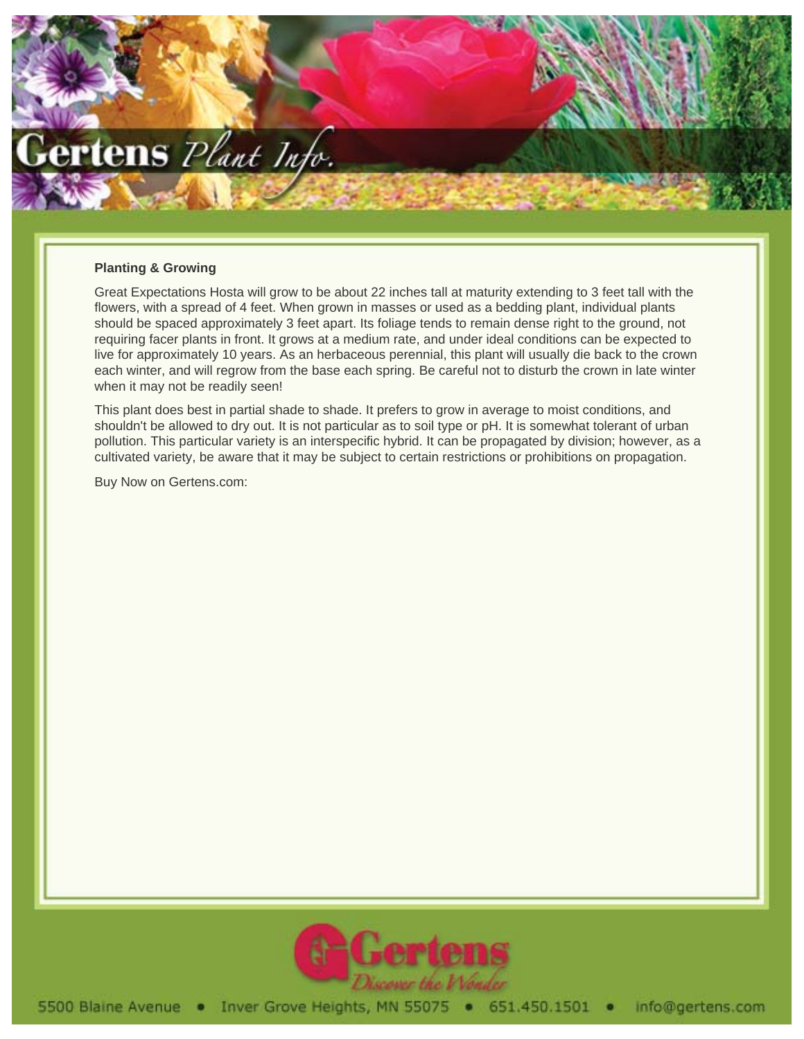### Planting & Growing

Great Expectations Hosta will grow to be about 22 inches tall at maturity extending to 3 feet tall with the flowers, with a spread of 4 feet. When grown in masses or used as a bedding plant, individual plants should be spaced approximately 3 feet apart. Its foliage tends to remain dense right to the ground, not requiring facer plants in front. It grows at a medium rate, and under ideal conditions can be expected to live for approximately 10 years. As an herbaceous perennial, this plant will usually die back to the crown each winter, and will regrow from the base each spring. Be careful not to disturb the crown in late winter when it may not be readily seen!

This plant does best in partial shade to shade. It prefers to grow in average to moist conditions, and shouldn't be allowed to dry out. It is not particular as to soil type or pH. It is somewhat tolerant of urban pollution. This particular variety is an interspecific hybrid. It can be propagated by division; however, as a cultivated variety, be aware that it may be subject to certain restrictions or prohibitions on propagation.

Buy Now on Gertens.com: